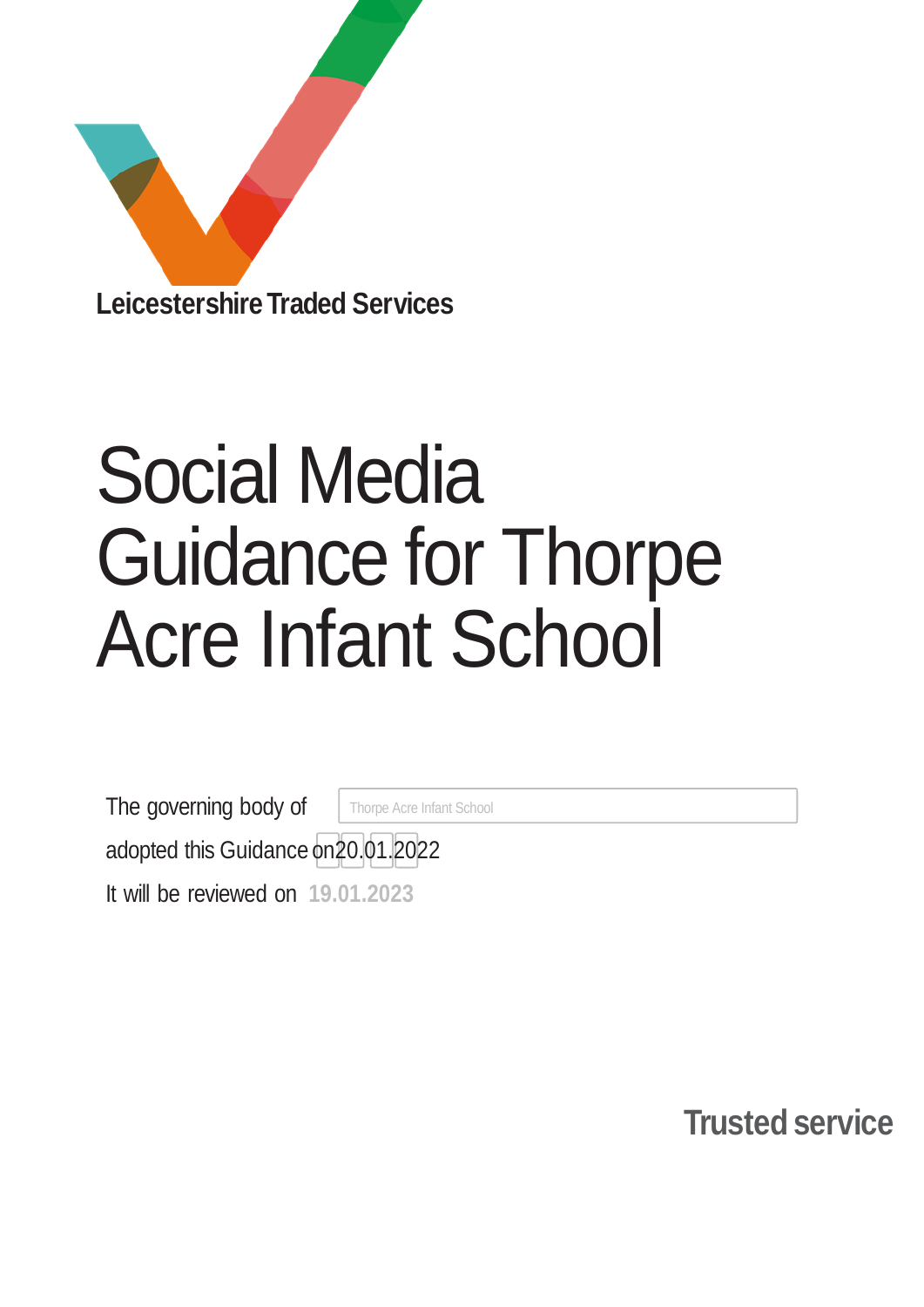**Leicestershire Traded Services**

# Social Media Guidance for Thorpe Acre Infant School

The governing body of Thorpe Acre Infant School

adopted this Guidance on 20.01.2022

It will be reviewed on **19.01.2023**

**Trusted service**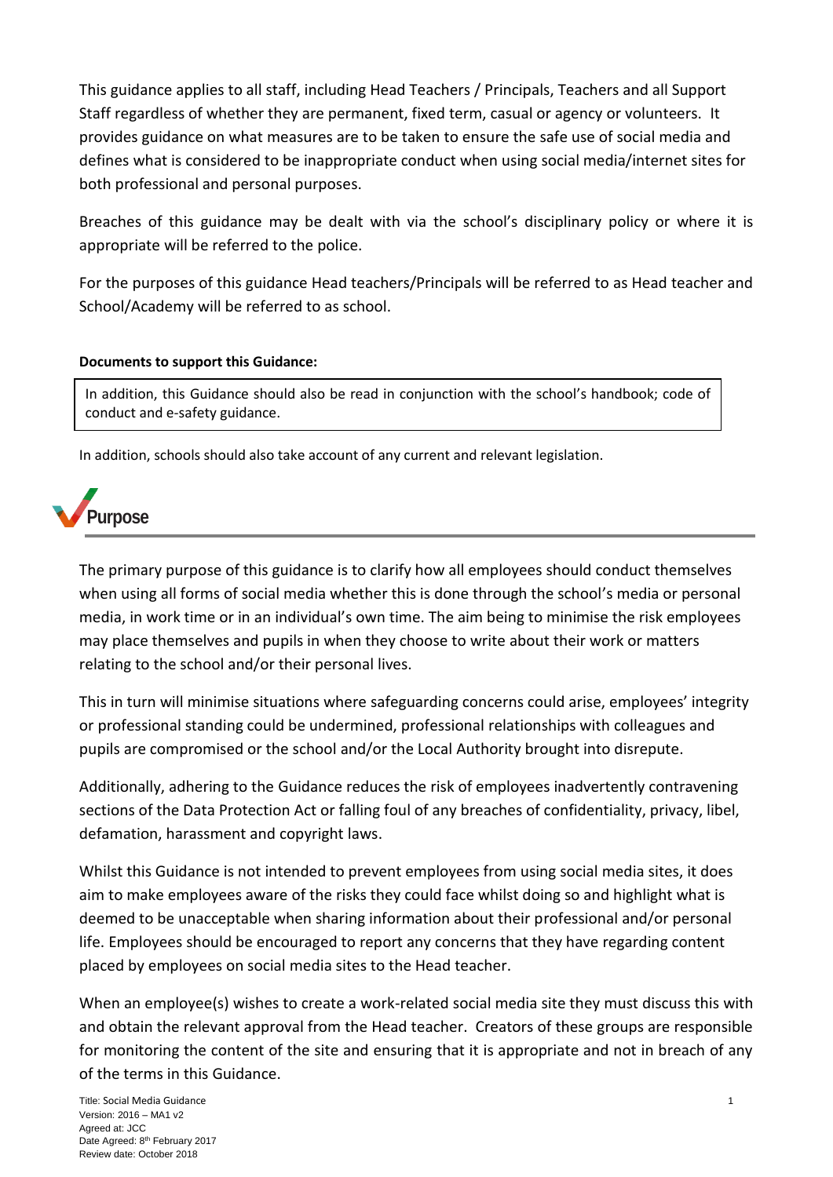This guidance applies to all staff, including Head Teachers / Principals, Teachers and all Support Staff regardless of whether they are permanent, fixed term, casual or agency or volunteers. It provides guidance on what measures are to be taken to ensure the safe use of social media and defines what is considered to be inappropriate conduct when using social media/internet sites for both professional and personal purposes.

Breaches of this guidance may be dealt with via the school's disciplinary policy or where it is appropriate will be referred to the police.

For the purposes of this guidance Head teachers/Principals will be referred to as Head teacher and School/Academy will be referred to as school.

**Documents to support this Guidance:**

In addition, this Guidance should also be read in conjunction with the school's handbook; code of conduct and e-safety guidance.

In addition, schools should also take account of any current and relevant legislation.

## Purpose

The primary purpose of this guidance is to clarify how all employees should conduct themselves when using all forms of social media whether this is done through the school's media or personal media, in work time or in an individual's own time. The aim being to minimise the risk employees may place themselves and pupils in when they choose to write about their work or matters relating to the school and/or their personal lives.

This in turn will minimise situations where safeguarding concerns could arise, employees' integrity or professional standing could be undermined, professional relationships with colleagues and pupils are compromised or the school and/or the Local Authority brought into disrepute.

Additionally, adhering to the Guidance reduces the risk of employees inadvertently contravening sections of the Data Protection Act or falling foul of any breaches of confidentiality, privacy, libel, defamation, harassment and copyright laws.

Whilst this Guidance is not intended to prevent employees from using social media sites, it does aim to make employees aware of the risks they could face whilst doing so and highlight what is deemed to be unacceptable when sharing information about their professional and/or personal life. Employees should be encouraged to report any concerns that they have regarding content placed by employees on social media sites to the Head teacher.

When an employee(s) wishes to create a work-related social media site they must discuss this with and obtain the relevant approval from the Head teacher. Creators of these groups are responsible for monitoring the content of the site and ensuring that it is appropriate and not in breach of any of the terms in this Guidance.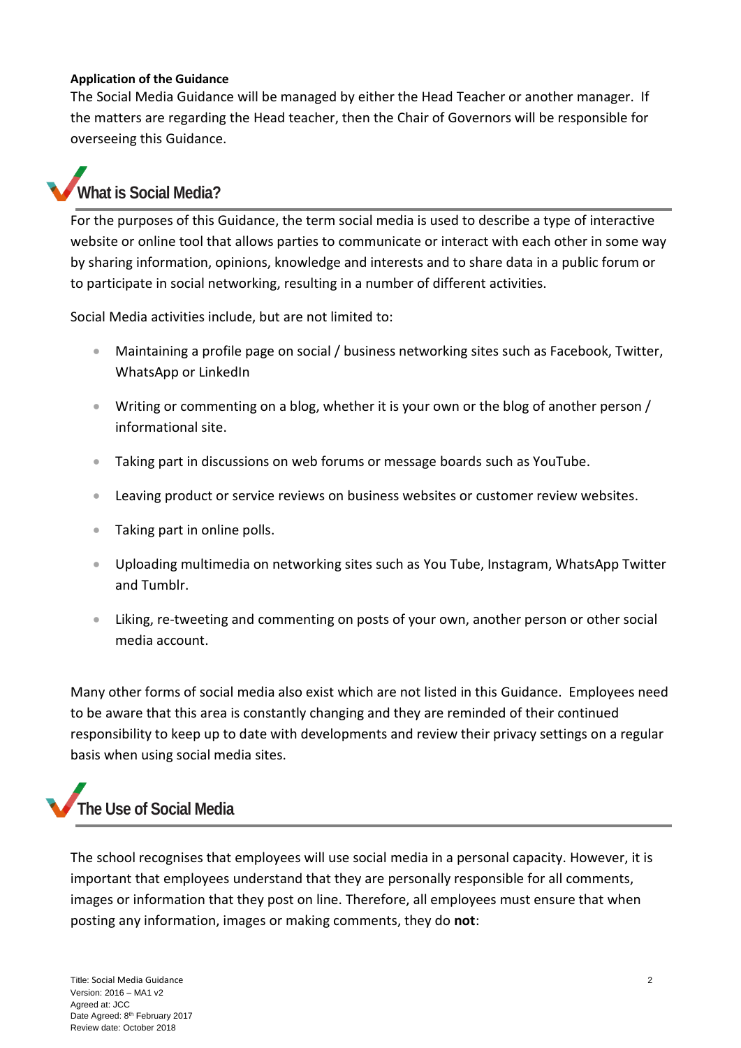**Application of the Guidance**

The Social Media Guidance will be managed by either the Head Teacher or another manager. If the matters are regarding the Head teacher, then the Chair of Governors will be responsible for overseeing this Guidance.

## What is Social Media?

For the purposes of this Guidance, the term social media is used to describe a type of interactive website or online tool that allows parties to communicate or interact with each other in some way by sharing information, opinions, knowledge and interests and to share data in a public forum or to participate in social networking, resulting in a number of different activities.

Social Media activities include, but are not limited to:

- Maintaining a profile page on social / business networking sites such as Facebook, Twitter, WhatsApp or LinkedIn
- Writing or commenting on a blog, whether it is your own or the blog of another person / informational site.
- Taking part in discussions on web forums or message boards such as YouTube.
- Leaving product or service reviews on business websites or customer review websites.
- Taking part in online polls.
- Uploading multimedia on networking sites such as You Tube, Instagram, WhatsApp Twitter and Tumblr.
- Liking, re-tweeting and commenting on posts of your own, another person or other social media account.

Many other forms of social media also exist which are not listed in this Guidance. Employees need to be aware that this area is constantly changing and they are reminded of their continued responsibility to keep up to date with developments and review their privacy settings on a regular basis when using social media sites.

## The Use of Social Media

The school recognises that employees will use social media in a personal capacity. However, it is important that employees understand that they are personally responsible for all comments, images or information that they post on line. Therefore, all employees must ensure that when posting any information, images or making comments, they do **not**: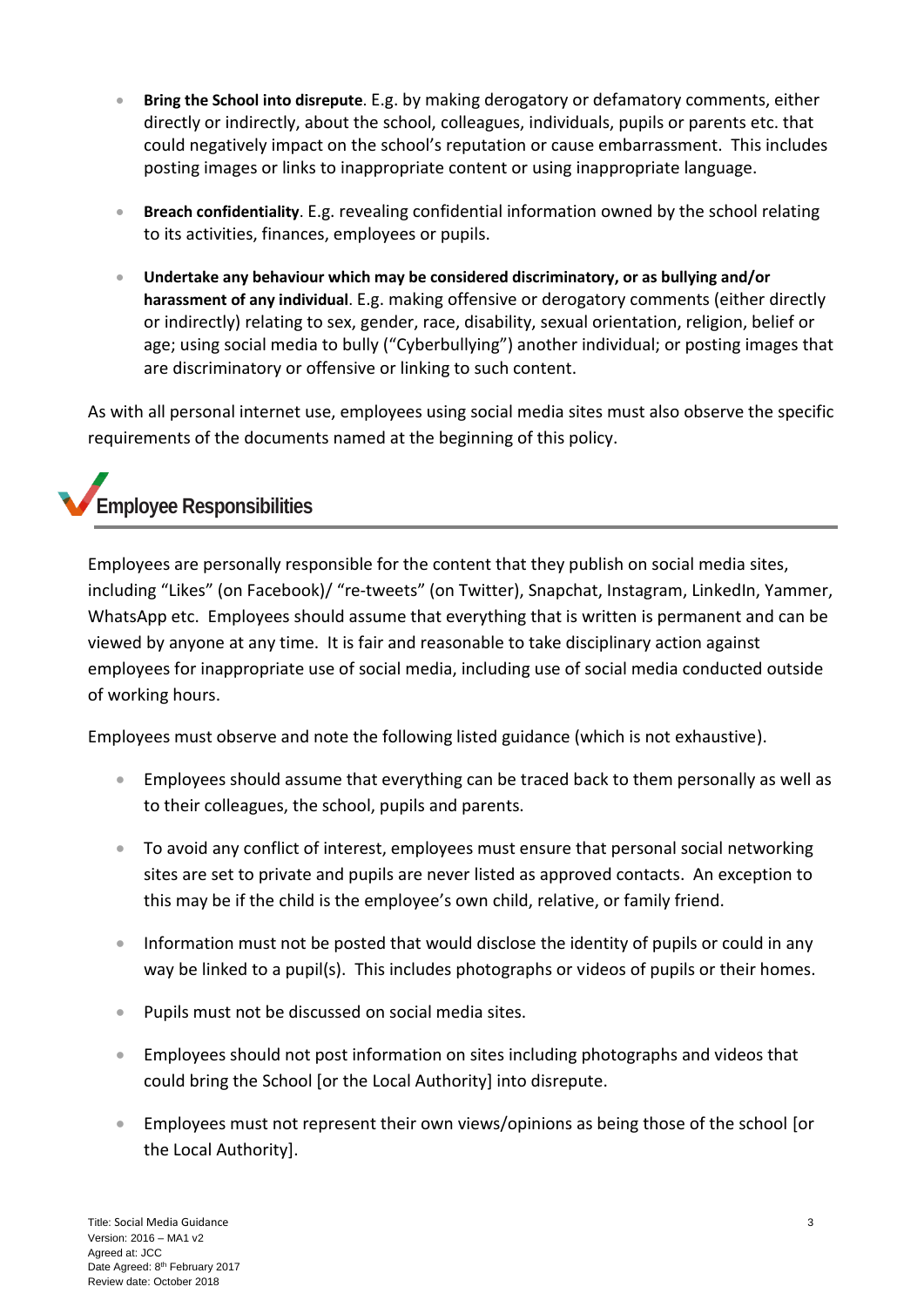- **Bring the School into disrepute**. E.g. by making derogatory or defamatory comments, either directly or indirectly, about the school, colleagues, individuals, pupils or parents etc. that could negatively impact on the school's reputation or cause embarrassment. This includes posting images or links to inappropriate content or using inappropriate language.

- **Breach confidentiality**. E.g. revealing confidential information owned by the school relating to its activities, finances, employees or pupils.

- **Undertake any behaviour which may be considered discriminatory, or as bullying and/or harassment of any individual**. E.g. making offensive or derogatory comments (either directly or indirectly) relating to sex, gender, race, disability, sexual orientation, religion, belief or age; using social media to bully ("Cyberbullying") another individual; or posting images that are discriminatory or offensive or linking to such content.

As with all personal internet use, employees using social media sites must also observe the specific requirements of the documents named at the beginning of this policy.

## Employee Responsibilities

Employees are personally responsible for the content that they publish on social media sites, including "Likes" (on Facebook)/ "re-tweets" (on Twitter), Snapchat, Instagram, LinkedIn, Yammer, WhatsApp etc. Employees should assume that everything that is written is permanent and can be viewed by anyone at any time. It is fair and reasonable to take disciplinary action against employees for inappropriate use of social media, including use of social media conducted outside of working hours.

Employees must observe and note the following listed guidance (which is not exhaustive).

- Employees should assume that everything can be traced back to them personally as well as to their colleagues, the school, pupils and parents.

- To avoid any conflict of interest, employees must ensure that personal social networking sites are set to private and pupils are never listed as approved contacts. An exception to this may be if the child is the employee's own child, relative, or family friend.

- Information must not be posted that would disclose the identity of pupils or could in any way be linked to a pupil(s). This includes photographs or videos of pupils or their homes.

- Pupils must not be discussed on social media sites.

- Employees should not post information on sites including photographs and videos that could bring the School [or the Local Authority] into disrepute.

- Employees must not represent their own views/opinions as being those of the school [or the Local Authority].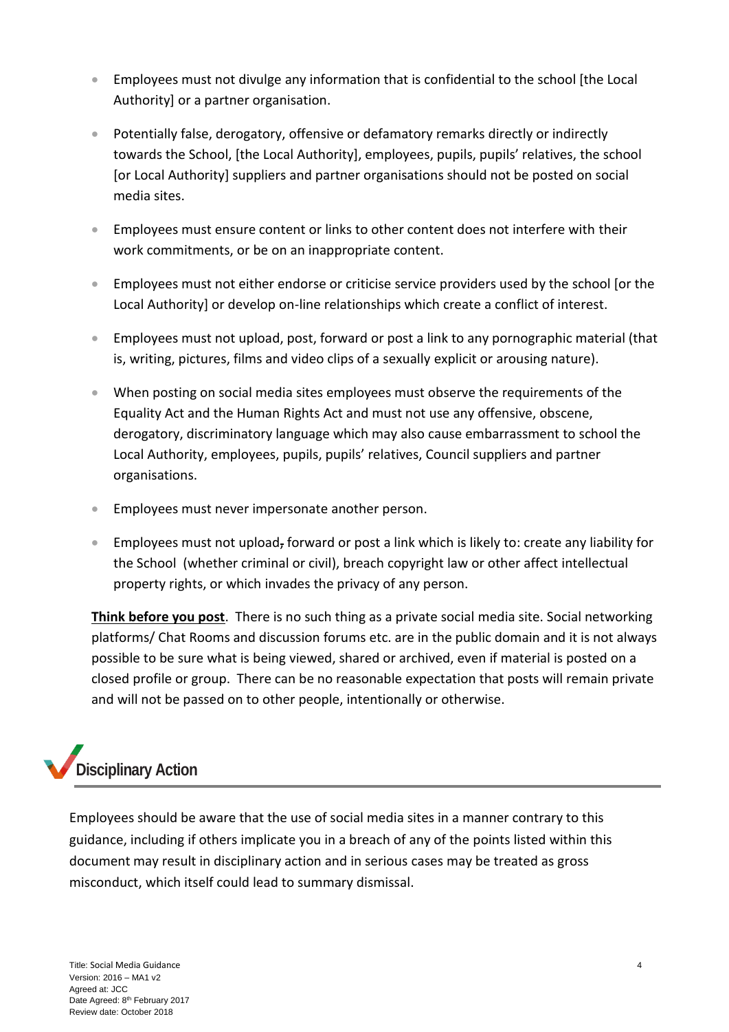- Employees must not divulge any information that is confidential to the school [the Local Authority] or a partner organisation.
- Potentially false, derogatory, offensive or defamatory remarks directly or indirectly towards the School, [the Local Authority], employees, pupils, pupils' relatives, the school [or Local Authority] suppliers and partner organisations should not be posted on social media sites.
- Employees must ensure content or links to other content does not interfere with their work commitments, or be on an inappropriate content.
- Employees must not either endorse or criticise service providers used by the school [or the Local Authority] or develop on-line relationships which create a conflict of interest.
- Employees must not upload, post, forward or post a link to any pornographic material (that is, writing, pictures, films and video clips of a sexually explicit or arousing nature).
- When posting on social media sites employees must observe the requirements of the Equality Act and the Human Rights Act and must not use any offensive, obscene, derogatory, discriminatory language which may also cause embarrassment to school the Local Authority, employees, pupils, pupils' relatives, Council suppliers and partner organisations.
- Employees must never impersonate another person.
- Employees must not upload, forward or post a link which is likely to: create any liability for the School (whether criminal or civil), breach copyright law or other affect intellectual property rights, or which invades the privacy of any person.

**Think before you post**. There is no such thing as a private social media site. Social networking platforms/ Chat Rooms and discussion forums etc. are in the public domain and it is not always possible to be sure what is being viewed, shared or archived, even if material is posted on a closed profile or group. There can be no reasonable expectation that posts will remain private and will not be passed on to other people, intentionally or otherwise.

## Disciplinary Action

Employees should be aware that the use of social media sites in a manner contrary to this guidance, including if others implicate you in a breach of any of the points listed within this document may result in disciplinary action and in serious cases may be treated as gross misconduct, which itself could lead to summary dismissal.

Title: Social Media Guidance
Version: 2016 – MA1 v2
Agreed at: JCC
Date Agreed: 8th February 2017
Review date: October 2018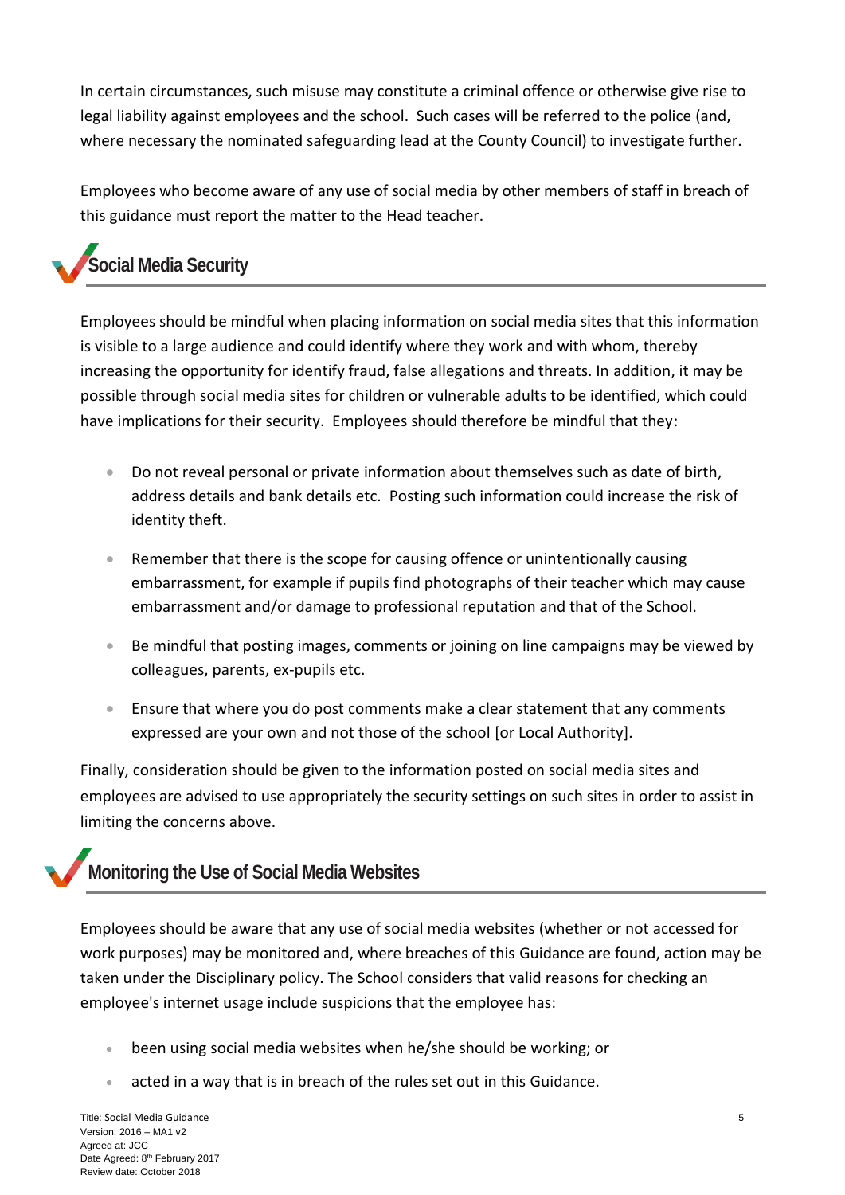In certain circumstances, such misuse may constitute a criminal offence or otherwise give rise to legal liability against employees and the school. Such cases will be referred to the police (and, where necessary the nominated safeguarding lead at the County Council) to investigate further.

Employees who become aware of any use of social media by other members of staff in breach of this guidance must report the matter to the Head teacher.

## Social Media Security

Employees should be mindful when placing information on social media sites that this information is visible to a large audience and could identify where they work and with whom, thereby increasing the opportunity for identify fraud, false allegations and threats. In addition, it may be possible through social media sites for children or vulnerable adults to be identified, which could have implications for their security. Employees should therefore be mindful that they:

- Do not reveal personal or private information about themselves such as date of birth, address details and bank details etc. Posting such information could increase the risk of identity theft.
- Remember that there is the scope for causing offence or unintentionally causing embarrassment, for example if pupils find photographs of their teacher which may cause embarrassment and/or damage to professional reputation and that of the School.
- Be mindful that posting images, comments or joining on line campaigns may be viewed by colleagues, parents, ex-pupils etc.
- Ensure that where you do post comments make a clear statement that any comments expressed are your own and not those of the school [or Local Authority].

Finally, consideration should be given to the information posted on social media sites and employees are advised to use appropriately the security settings on such sites in order to assist in limiting the concerns above.

## Monitoring the Use of Social Media Websites

Employees should be aware that any use of social media websites (whether or not accessed for work purposes) may be monitored and, where breaches of this Guidance are found, action may be taken under the Disciplinary policy. The School considers that valid reasons for checking an employee's internet usage include suspicions that the employee has:

- been using social media websites when he/she should be working; or
- acted in a way that is in breach of the rules set out in this Guidance.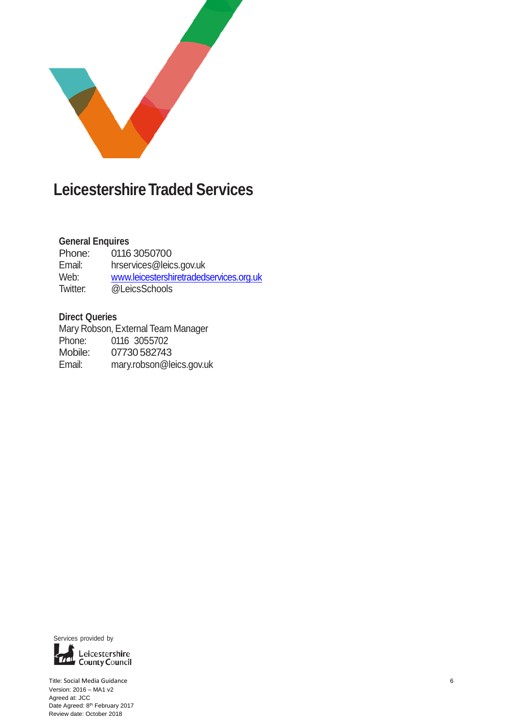# Leicestershire Traded Services

**General Enquires**

| | |
|---|---|
| Phone: | 0116 3050700 |
| Email: | hrservices@leics.gov.uk |
| Web: | www.leicestershiretradedservices.org.uk |
| Twitter: | @LeicsSchools |

**Direct Queries**

Mary Robson, External Team Manager

| | |
|---|---|
| Phone: | 0116 3055702 |
| Mobile: | 07730 582743 |
| Email: | mary.robson@leics.gov.uk |

Services provided by

Leicestershire County Council

Title: Social Media Guidance
Version: 2016 – MA1 v2
Agreed at: JCC
Date Agreed: 8th February 2017
Review date: October 2018